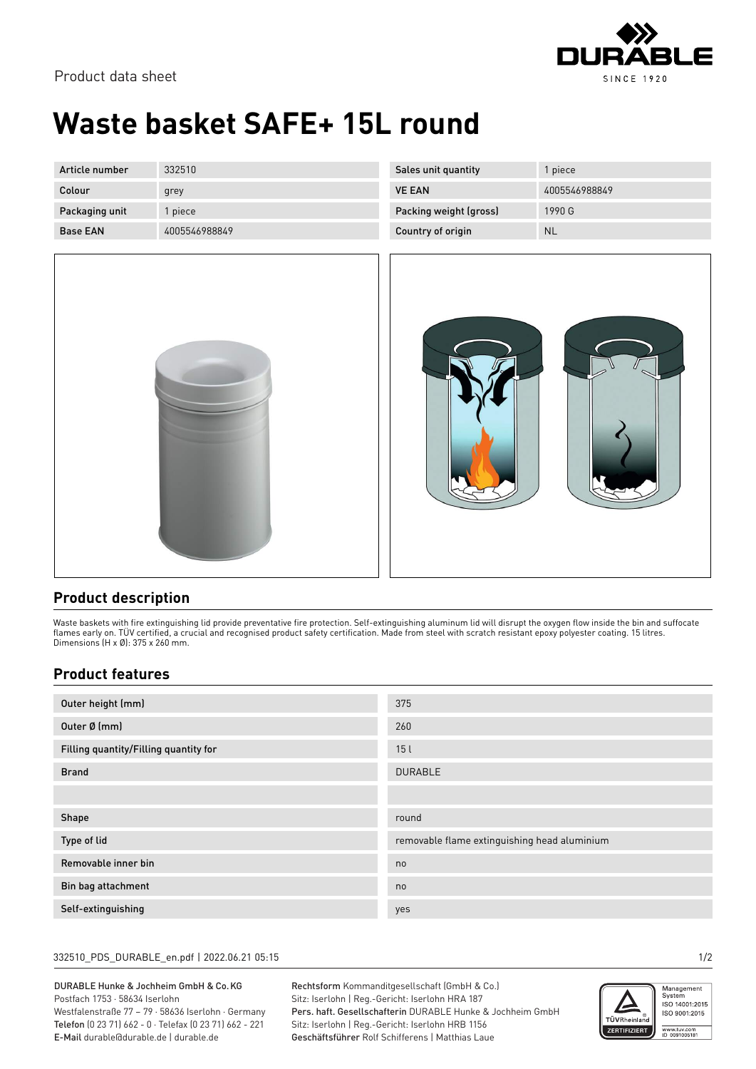Product data sheet

# Waste basket SAFE+ 15L round

| Article number | 332510 |
|---|---|
| Colour | grey |
| Packaging unit | 1 piece |
| Base EAN | 4005546988849 |

| Sales unit quantity | 1 piece |
|---|---|
| VE EAN | 4005546988849 |
| Packing weight (gross) | 1990 G |
| Country of origin | NL |

## Product description

Waste baskets with fire extinguishing lid provide preventative fire protection. Self-extinguishing aluminum lid will disrupt the oxygen flow inside the bin and suffocate flames early on. TÜV certified, a crucial and recognised product safety certification. Made from steel with scratch resistant epoxy polyester coating. 15 litres. Dimensions (H x Ø): 375 x 260 mm.

## Product features

| | |
|---|---|
| Outer height (mm) | 375 |
| Outer Ø (mm) | 260 |
| Filling quantity/Filling quantity for | 15 l |
| Brand | DURABLE |
| | |
| Shape | round |
| Type of lid | removable flame extinguishing head aluminium |
| Removable inner bin | no |
| Bin bag attachment | no |
| Self-extinguishing | yes |

332510_PDS_DURABLE_en.pdf | 2022.06.21 05:15

DURABLE Hunke & Jochheim GmbH & Co. KG
Postfach 1753 · 58634 Iserlohn
Westfalenstraße 77 – 79 · 58636 Iserlohn · Germany
**Telefon** (0 23 71) 662 - 0 · Telefax (0 23 71) 662 - 221
**E-Mail** durable@durable.de | durable.de

**Rechtsform** Kommanditgesellschaft (GmbH & Co.)
Sitz: Iserlohn | Reg.-Gericht: Iserlohn HRA 187
**Pers. haft. Gesellschafterin** DURABLE Hunke & Jochheim GmbH
Sitz: Iserlohn | Reg.-Gericht: Iserlohn HRB 1156
**Geschäftsführer** Rolf Schifferens | Matthias Laue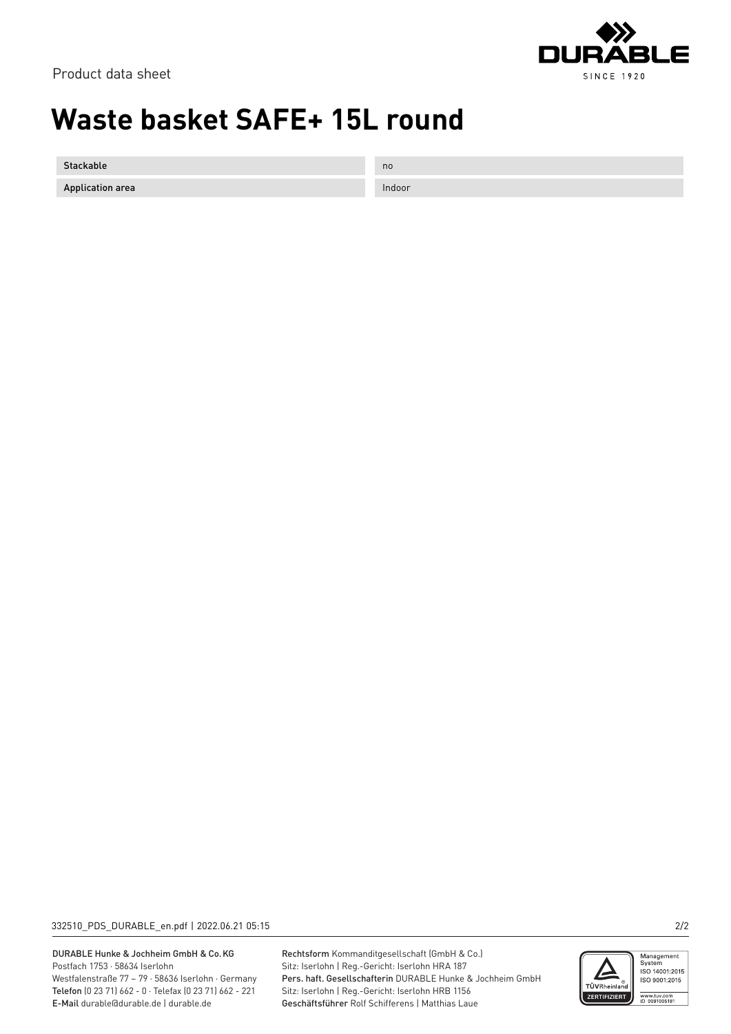# Waste basket SAFE+ 15L round

| | |
|---|---|
| Stackable | no |
| Application area | Indoor |